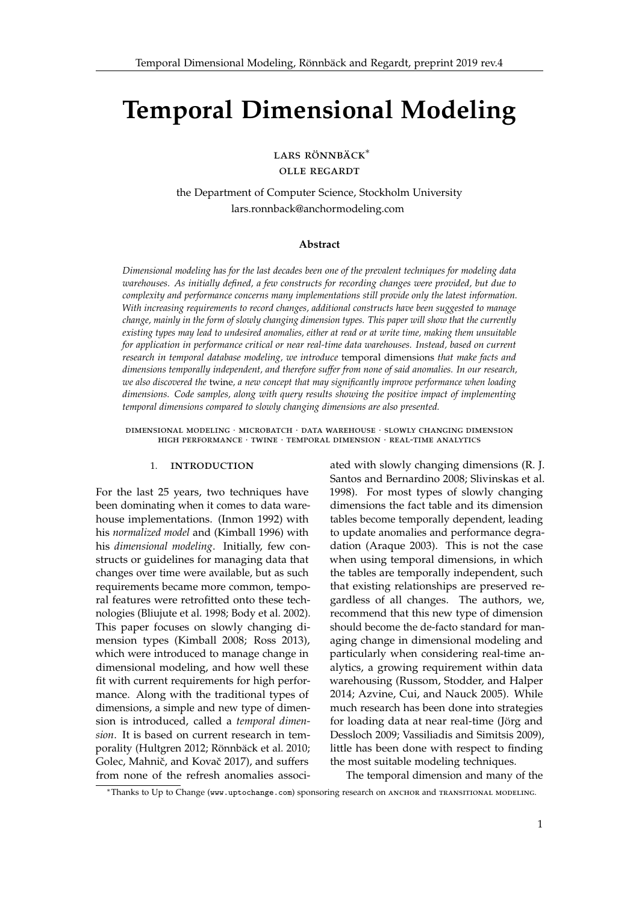# Temporal Dimensional Modeling

LARS RÖNNBÄCK*

OLLE REGARDT

the Department of Computer Science, Stockholm University
lars.ronnback@anchormodeling.com

### Abstract

*Dimensional modeling has for the last decades been one of the prevalent techniques for modeling data warehouses. As initially defined, a few constructs for recording changes were provided, but due to complexity and performance concerns many implementations still provide only the latest information. With increasing requirements to record changes, additional constructs have been suggested to manage change, mainly in the form of slowly changing dimension types. This paper will show that the currently existing types may lead to undesired anomalies, either at read or at write time, making them unsuitable for application in performance critical or near real-time data warehouses. Instead, based on current research in temporal database modeling, we introduce* temporal dimensions *that make facts and dimensions temporally independent, and therefore suffer from none of said anomalies. In our research, we also discovered the* twine*, a new concept that may significantly improve performance when loading dimensions. Code samples, along with query results showing the positive impact of implementing temporal dimensions compared to slowly changing dimensions are also presented.*

DIMENSIONAL MODELING · MICROBATCH · DATA WAREHOUSE · SLOWLY CHANGING DIMENSION
HIGH PERFORMANCE · TWINE · TEMPORAL DIMENSION · REAL-TIME ANALYTICS

## 1. INTRODUCTION

For the last 25 years, two techniques have been dominating when it comes to data warehouse implementations. (Inmon 1992) with his *normalized model* and (Kimball 1996) with his *dimensional modeling*. Initially, few constructs or guidelines for managing data that changes over time were available, but as such requirements became more common, temporal features were retrofitted onto these technologies (Bliujute et al. 1998; Body et al. 2002). This paper focuses on slowly changing dimension types (Kimball 2008; Ross 2013), which were introduced to manage change in dimensional modeling, and how well these fit with current requirements for high performance. Along with the traditional types of dimensions, a simple and new type of dimension is introduced, called a *temporal dimension*. It is based on current research in temporality (Hultgren 2012; Rönnbäck et al. 2010; Golec, Mahnič, and Kovač 2017), and suffers from none of the refresh anomalies associated with slowly changing dimensions (R. J. Santos and Bernardino 2008; Slivinskas et al. 1998). For most types of slowly changing dimensions the fact table and its dimension tables become temporally dependent, leading to update anomalies and performance degradation (Araque 2003). This is not the case when using temporal dimensions, in which the tables are temporally independent, such that existing relationships are preserved regardless of all changes. The authors, we, recommend that this new type of dimension should become the de-facto standard for managing change in dimensional modeling and particularly when considering real-time analytics, a growing requirement within data warehousing (Russom, Stodder, and Halper 2014; Azvine, Cui, and Nauck 2005). While much research has been done into strategies for loading data at near real-time (Jörg and Dessloch 2009; Vassiliadis and Simitsis 2009), little has been done with respect to finding the most suitable modeling techniques.

The temporal dimension and many of the

*Thanks to Up to Change (www.uptochange.com) sponsoring research on ANCHOR and TRANSITIONAL MODELING.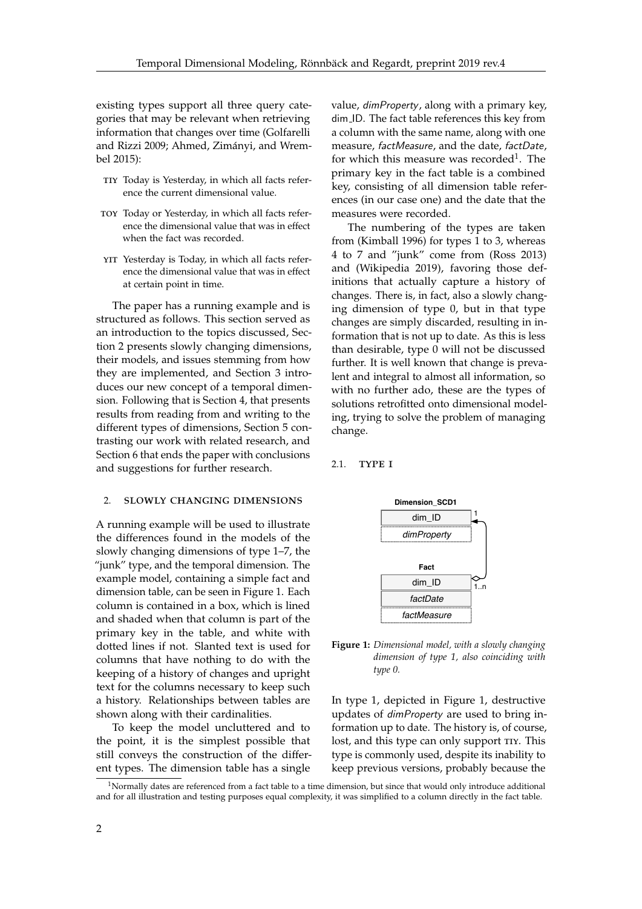existing types support all three query categories that may be relevant when retrieving information that changes over time (Golfarelli and Rizzi 2009; Ahmed, Zimányi, and Wrembel 2015):

- TIY Today is Yesterday, in which all facts reference the current dimensional value.
- TOY Today or Yesterday, in which all facts reference the dimensional value that was in effect when the fact was recorded.
- YIT Yesterday is Today, in which all facts reference the dimensional value that was in effect at certain point in time.

The paper has a running example and is structured as follows. This section served as an introduction to the topics discussed, Section 2 presents slowly changing dimensions, their models, and issues stemming from how they are implemented, and Section 3 introduces our new concept of a temporal dimension. Following that is Section 4, that presents results from reading from and writing to the different types of dimensions, Section 5 contrasting our work with related research, and Section 6 that ends the paper with conclusions and suggestions for further research.

## 2. Slowly Changing Dimensions

A running example will be used to illustrate the differences found in the models of the slowly changing dimensions of type 1–7, the "junk" type, and the temporal dimension. The example model, containing a simple fact and dimension table, can be seen in Figure 1. Each column is contained in a box, which is lined and shaded when that column is part of the primary key in the table, and white with dotted lines if not. Slanted text is used for columns that have nothing to do with the keeping of a history of changes and upright text for the columns necessary to keep such a history. Relationships between tables are shown along with their cardinalities.

To keep the model uncluttered and to the point, it is the simplest possible that still conveys the construction of the different types. The dimension table has a single value, *dimProperty*, along with a primary key, dim_ID. The fact table references this key from a column with the same name, along with one measure, *factMeasure*, and the date, *factDate*, for which this measure was recorded[1]. The primary key in the fact table is a combined key, consisting of all dimension table references (in our case one) and the date that the measures were recorded.

The numbering of the types are taken from (Kimball 1996) for types 1 to 3, whereas 4 to 7 and "junk" come from (Ross 2013) and (Wikipedia 2019), favoring those definitions that actually capture a history of changes. There is, in fact, also a slowly changing dimension of type 0, but in that type changes are simply discarded, resulting in information that is not up to date. As this is less than desirable, type 0 will not be discussed further. It is well known that change is prevalent and integral to almost all information, so with no further ado, these are the types of solutions retrofitted onto dimensional modeling, trying to solve the problem of managing change.

### 2.1. Type I

**Dimension_SCD1**: dim_ID, *dimProperty*

**Fact**: dim_ID, *factDate*, *factMeasure*

(Relationship: Dimension_SCD1 1 — 1..n Fact)

**Figure 1:** *Dimensional model, with a slowly changing dimension of type 1, also coinciding with type 0.*

In type 1, depicted in Figure 1, destructive updates of *dimProperty* are used to bring information up to date. The history is, of course, lost, and this type can only support TIY. This type is commonly used, despite its inability to keep previous versions, probably because the

[1] Normally dates are referenced from a fact table to a time dimension, but since that would only introduce additional and for all illustration and testing purposes equal complexity, it was simplified to a column directly in the fact table.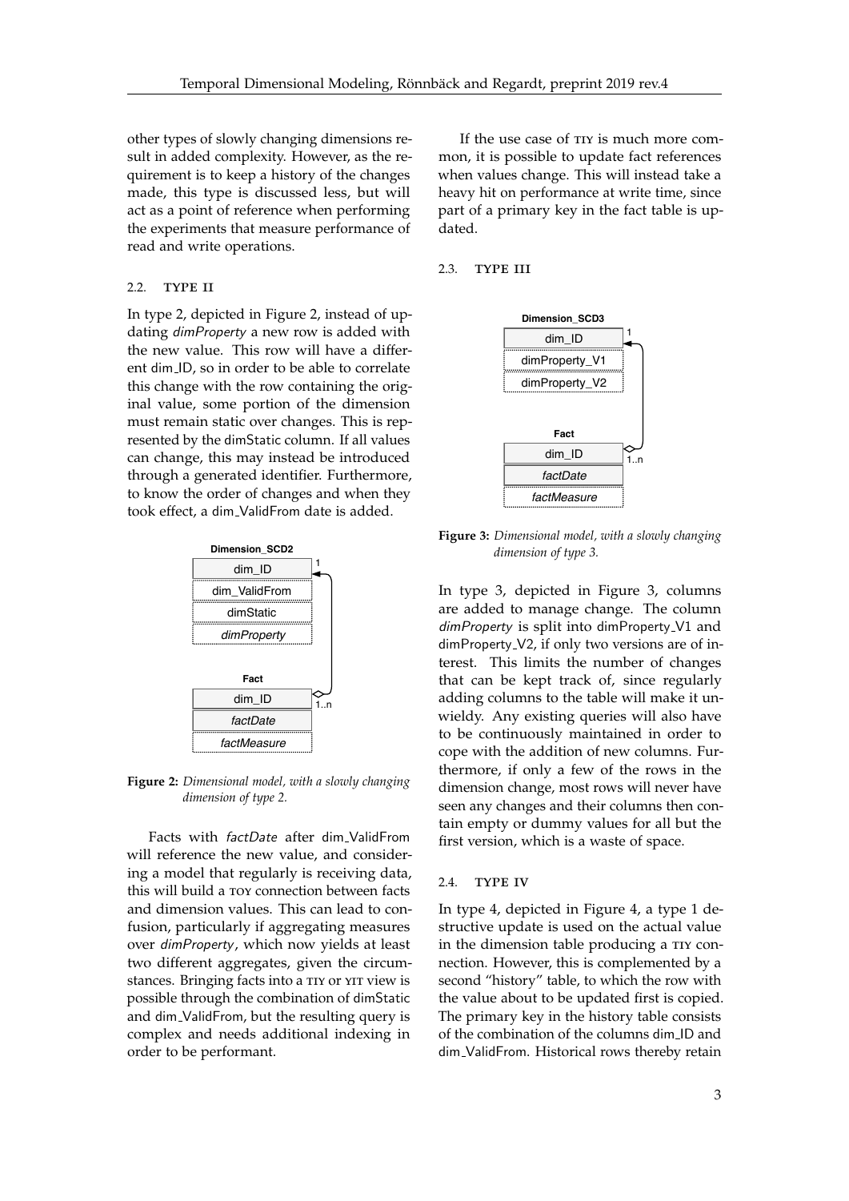other types of slowly changing dimensions result in added complexity. However, as the requirement is to keep a history of the changes made, this type is discussed less, but will act as a point of reference when performing the experiments that measure performance of read and write operations.

### 2.2. Type II

In type 2, depicted in Figure 2, instead of updating *dimProperty* a new row is added with the new value. This row will have a different dim_ID, so in order to be able to correlate this change with the row containing the original value, some portion of the dimension must remain static over changes. This is represented by the dimStatic column. If all values can change, this may instead be introduced through a generated identifier. Furthermore, to know the order of changes and when they took effect, a dim_ValidFrom date is added.

**Figure 2:** *Dimensional model, with a slowly changing dimension of type 2.*

Facts with *factDate* after dim_ValidFrom will reference the new value, and considering a model that regularly is receiving data, this will build a TOY connection between facts and dimension values. This can lead to confusion, particularly if aggregating measures over *dimProperty*, which now yields at least two different aggregates, given the circumstances. Bringing facts into a TIY or YIT view is possible through the combination of dimStatic and dim_ValidFrom, but the resulting query is complex and needs additional indexing in order to be performant.

If the use case of TIY is much more common, it is possible to update fact references when values change. This will instead take a heavy hit on performance at write time, since part of a primary key in the fact table is updated.

### 2.3. Type III

**Figure 3:** *Dimensional model, with a slowly changing dimension of type 3.*

In type 3, depicted in Figure 3, columns are added to manage change. The column *dimProperty* is split into dimProperty_V1 and dimProperty_V2, if only two versions are of interest. This limits the number of changes that can be kept track of, since regularly adding columns to the table will make it unwieldy. Any existing queries will also have to be continuously maintained in order to cope with the addition of new columns. Furthermore, if only a few of the rows in the dimension change, most rows will never have seen any changes and their columns then contain empty or dummy values for all but the first version, which is a waste of space.

### 2.4. Type IV

In type 4, depicted in Figure 4, a type 1 destructive update is used on the actual value in the dimension table producing a TIY connection. However, this is complemented by a second "history" table, to which the row with the value about to be updated first is copied. The primary key in the history table consists of the combination of the columns dim_ID and dim_ValidFrom. Historical rows thereby retain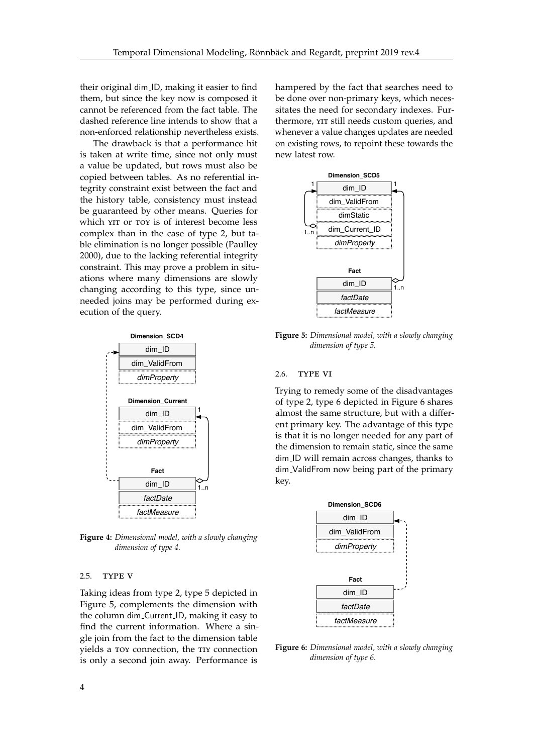their original dim_ID, making it easier to find them, but since the key now is composed it cannot be referenced from the fact table. The dashed reference line intends to show that a non-enforced relationship nevertheless exists.

The drawback is that a performance hit is taken at write time, since not only must a value be updated, but rows must also be copied between tables. As no referential integrity constraint exist between the fact and the history table, consistency must instead be guaranteed by other means. Queries for which YIT or TOY is of interest become less complex than in the case of type 2, but table elimination is no longer possible (Paulley 2000), due to the lacking referential integrity constraint. This may prove a problem in situations where many dimensions are slowly changing according to this type, since unneeded joins may be performed during execution of the query.

**Figure 4:** *Dimensional model, with a slowly changing dimension of type 4.*

### 2.5. TYPE V

Taking ideas from type 2, type 5 depicted in Figure 5, complements the dimension with the column dim_Current_ID, making it easy to find the current information. Where a single join from the fact to the dimension table yields a TOY connection, the TIY connection is only a second join away. Performance is hampered by the fact that searches need to be done over non-primary keys, which necessitates the need for secondary indexes. Furthermore, YIT still needs custom queries, and whenever a value changes updates are needed on existing rows, to repoint these towards the new latest row.

**Figure 5:** *Dimensional model, with a slowly changing dimension of type 5.*

### 2.6. TYPE VI

Trying to remedy some of the disadvantages of type 2, type 6 depicted in Figure 6 shares almost the same structure, but with a different primary key. The advantage of this type is that it is no longer needed for any part of the dimension to remain static, since the same dim_ID will remain across changes, thanks to dim_ValidFrom now being part of the primary key.

**Figure 6:** *Dimensional model, with a slowly changing dimension of type 6.*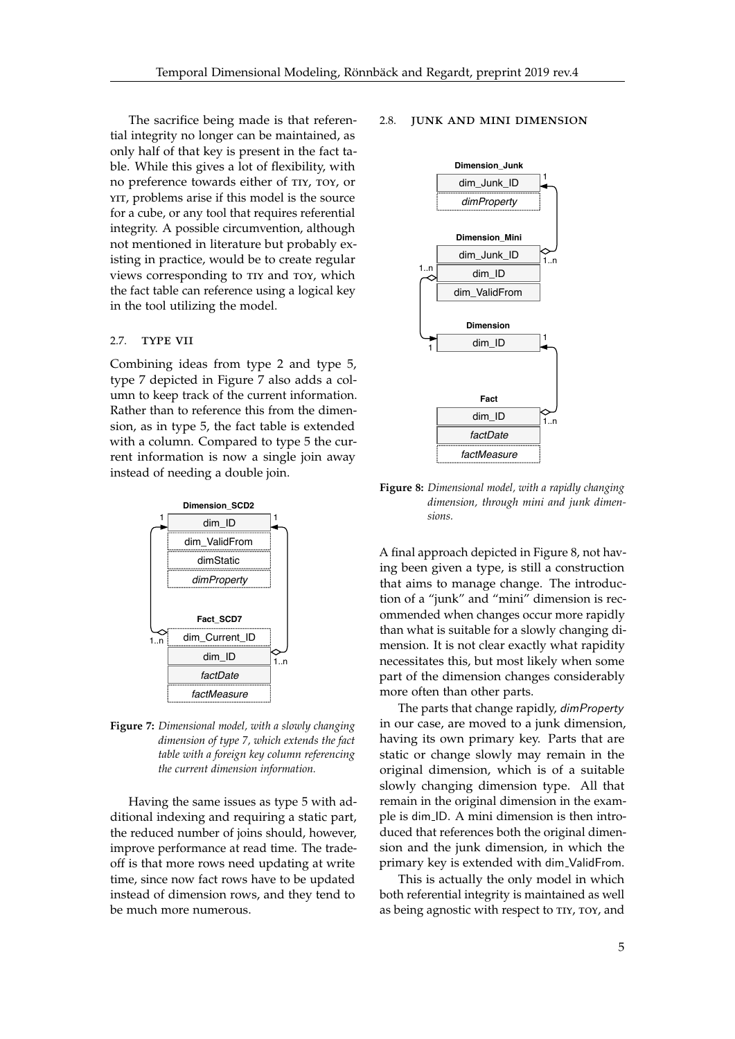The sacrifice being made is that referential integrity no longer can be maintained, as only half of that key is present in the fact table. While this gives a lot of flexibility, with no preference towards either of TIY, TOY, or YIT, problems arise if this model is the source for a cube, or any tool that requires referential integrity. A possible circumvention, although not mentioned in literature but probably existing in practice, would be to create regular views corresponding to TIY and TOY, which the fact table can reference using a logical key in the tool utilizing the model.

### 2.7. Type VII

Combining ideas from type 2 and type 5, type 7 depicted in Figure 7 also adds a column to keep track of the current information. Rather than to reference this from the dimension, as in type 5, the fact table is extended with a column. Compared to type 5 the current information is now a single join away instead of needing a double join.

**Figure 7:** *Dimensional model, with a slowly changing dimension of type 7, which extends the fact table with a foreign key column referencing the current dimension information.*

Having the same issues as type 5 with additional indexing and requiring a static part, the reduced number of joins should, however, improve performance at read time. The tradeoff is that more rows need updating at write time, since now fact rows have to be updated instead of dimension rows, and they tend to be much more numerous.

### 2.8. Junk and Mini Dimension

**Figure 8:** *Dimensional model, with a rapidly changing dimension, through mini and junk dimensions.*

A final approach depicted in Figure 8, not having been given a type, is still a construction that aims to manage change. The introduction of a "junk" and "mini" dimension is recommended when changes occur more rapidly than what is suitable for a slowly changing dimension. It is not clear exactly what rapidity necessitates this, but most likely when some part of the dimension changes considerably more often than other parts.

The parts that change rapidly, *dimProperty* in our case, are moved to a junk dimension, having its own primary key. Parts that are static or change slowly may remain in the original dimension, which is of a suitable slowly changing dimension type. All that remain in the original dimension in the example is dim_ID. A mini dimension is then introduced that references both the original dimension and the junk dimension, in which the primary key is extended with dim_ValidFrom.

This is actually the only model in which both referential integrity is maintained as well as being agnostic with respect to TIY, TOY, and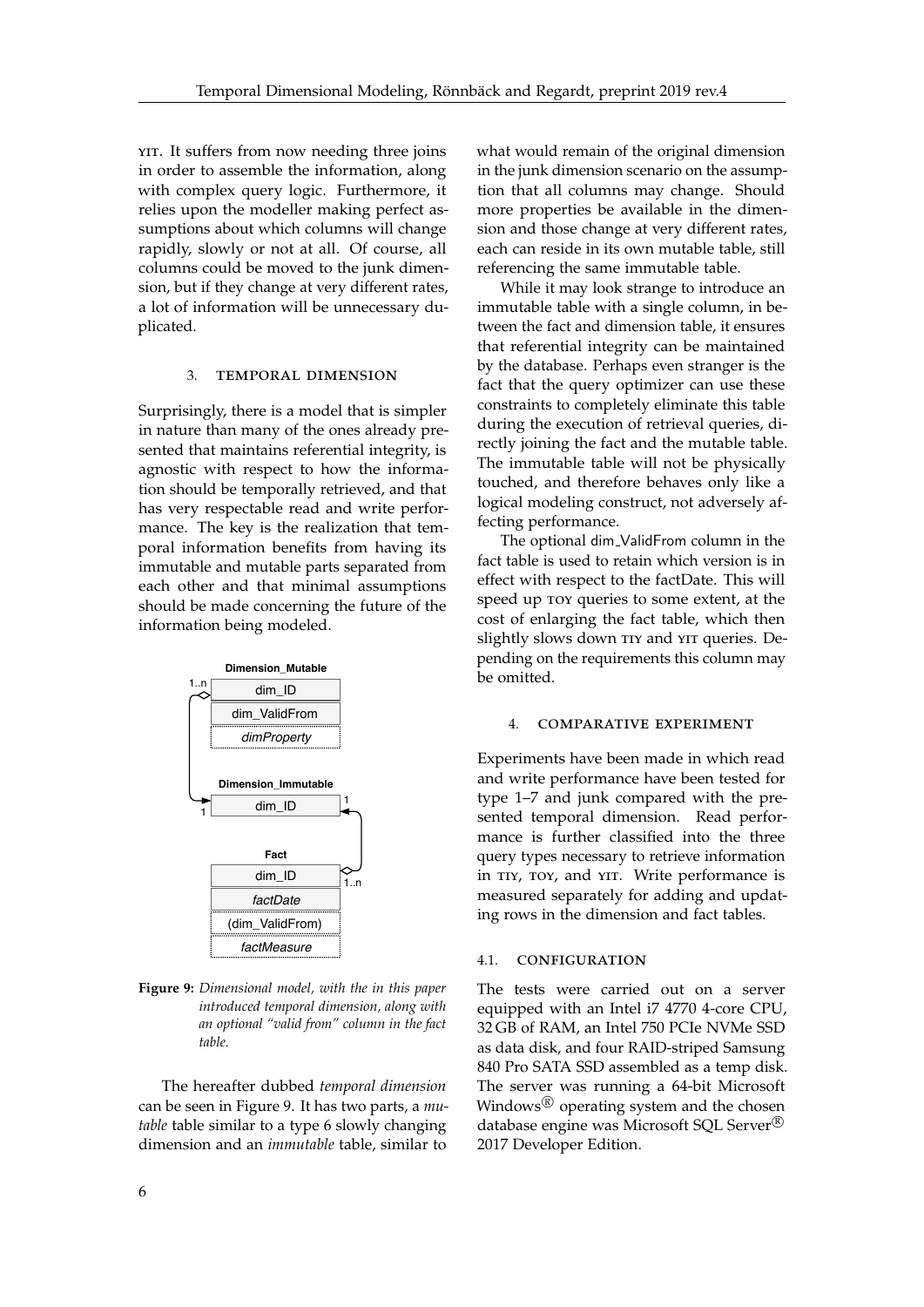YIT. It suffers from now needing three joins in order to assemble the information, along with complex query logic. Furthermore, it relies upon the modeller making perfect assumptions about which columns will change rapidly, slowly or not at all. Of course, all columns could be moved to the junk dimension, but if they change at very different rates, a lot of information will be unnecessary duplicated.

## 3. TEMPORAL DIMENSION

Surprisingly, there is a model that is simpler in nature than many of the ones already presented that maintains referential integrity, is agnostic with respect to how the information should be temporally retrieved, and that has very respectable read and write performance. The key is the realization that temporal information benefits from having its immutable and mutable parts separated from each other and that minimal assumptions should be made concerning the future of the information being modeled.

**Figure 9:** *Dimensional model, with the in this paper introduced temporal dimension, along with an optional "valid from" column in the fact table.*

The hereafter dubbed *temporal dimension* can be seen in Figure 9. It has two parts, a *mutable* table similar to a type 6 slowly changing dimension and an *immutable* table, similar to what would remain of the original dimension in the junk dimension scenario on the assumption that all columns may change. Should more properties be available in the dimension and those change at very different rates, each can reside in its own mutable table, still referencing the same immutable table.

While it may look strange to introduce an immutable table with a single column, in between the fact and dimension table, it ensures that referential integrity can be maintained by the database. Perhaps even stranger is the fact that the query optimizer can use these constraints to completely eliminate this table during the execution of retrieval queries, directly joining the fact and the mutable table. The immutable table will not be physically touched, and therefore behaves only like a logical modeling construct, not adversely affecting performance.

The optional dim_ValidFrom column in the fact table is used to retain which version is in effect with respect to the factDate. This will speed up TOY queries to some extent, at the cost of enlarging the fact table, which then slightly slows down TIY and YIT queries. Depending on the requirements this column may be omitted.

## 4. COMPARATIVE EXPERIMENT

Experiments have been made in which read and write performance have been tested for type 1–7 and junk compared with the presented temporal dimension. Read performance is further classified into the three query types necessary to retrieve information in TIY, TOY, and YIT. Write performance is measured separately for adding and updating rows in the dimension and fact tables.

### 4.1. CONFIGURATION

The tests were carried out on a server equipped with an Intel i7 4770 4-core CPU, 32 GB of RAM, an Intel 750 PCIe NVMe SSD as data disk, and four RAID-striped Samsung 840 Pro SATA SSD assembled as a temp disk. The server was running a 64-bit Microsoft Windows® operating system and the chosen database engine was Microsoft SQL Server® 2017 Developer Edition.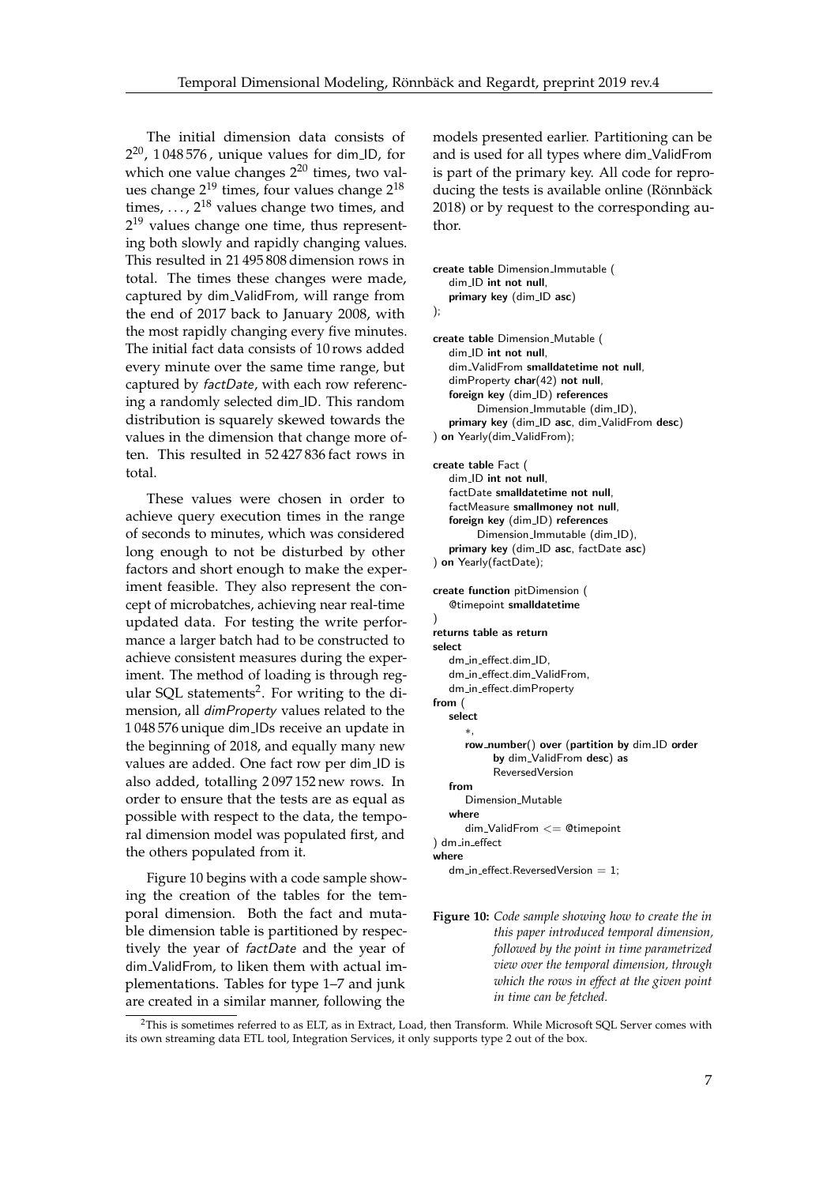The initial dimension data consists of $2^{20}$, 1 048 576 , unique values for dim_ID, for which one value changes $2^{20}$ times, two values change $2^{19}$ times, four values change $2^{18}$ times, ..., $2^{18}$ values change two times, and $2^{19}$ values change one time, thus representing both slowly and rapidly changing values. This resulted in 21 495 808 dimension rows in total. The times these changes were made, captured by dim_ValidFrom, will range from the end of 2017 back to January 2008, with the most rapidly changing every five minutes. The initial fact data consists of 10 rows added every minute over the same time range, but captured by *factDate*, with each row referencing a randomly selected dim_ID. This random distribution is squarely skewed towards the values in the dimension that change more often. This resulted in 52 427 836 fact rows in total.

These values were chosen in order to achieve query execution times in the range of seconds to minutes, which was considered long enough to not be disturbed by other factors and short enough to make the experiment feasible. They also represent the concept of microbatches, achieving near real-time updated data. For testing the write performance a larger batch had to be constructed to achieve consistent measures during the experiment. The method of loading is through regular SQL statements[2]. For writing to the dimension, all *dimProperty* values related to the 1 048 576 unique dim_IDs receive an update in the beginning of 2018, and equally many new values are added. One fact row per dim_ID is also added, totalling 2 097 152 new rows. In order to ensure that the tests are as equal as possible with respect to the data, the temporal dimension model was populated first, and the others populated from it.

Figure 10 begins with a code sample showing the creation of the tables for the temporal dimension. Both the fact and mutable dimension table is partitioned by respectively the year of *factDate* and the year of dim_ValidFrom, to liken them with actual implementations. Tables for type 1–7 and junk are created in a similar manner, following the models presented earlier. Partitioning can be and is used for all types where dim_ValidFrom is part of the primary key. All code for reproducing the tests is available online (Rönnbäck 2018) or by request to the corresponding author.

```
create table Dimension_Immutable (
    dim_ID int not null,
    primary key (dim_ID asc)
);

create table Dimension_Mutable (
    dim_ID int not null,
    dim_ValidFrom smalldatetime not null,
    dimProperty char(42) not null,
    foreign key (dim_ID) references
        Dimension_Immutable (dim_ID),
    primary key (dim_ID asc, dim_ValidFrom desc)
) on Yearly(dim_ValidFrom);

create table Fact (
    dim_ID int not null,
    factDate smalldatetime not null,
    factMeasure smallmoney not null,
    foreign key (dim_ID) references
        Dimension_Immutable (dim_ID),
    primary key (dim_ID asc, factDate asc)
) on Yearly(factDate);

create function pitDimension (
    @timepoint smalldatetime
)
returns table as return
select
    dm_in_effect.dim_ID,
    dm_in_effect.dim_ValidFrom,
    dm_in_effect.dimProperty
from (
    select
        *,
        row_number() over (partition by dim_ID order
            by dim_ValidFrom desc) as
            ReversedVersion
    from
        Dimension_Mutable
    where
        dim_ValidFrom <= @timepoint
) dm_in_effect
where
    dm_in_effect.ReversedVersion = 1;
```

**Figure 10:** *Code sample showing how to create the in this paper introduced temporal dimension, followed by the point in time parametrized view over the temporal dimension, through which the rows in effect at the given point in time can be fetched.*

[2] This is sometimes referred to as ELT, as in Extract, Load, then Transform. While Microsoft SQL Server comes with its own streaming data ETL tool, Integration Services, it only supports type 2 out of the box.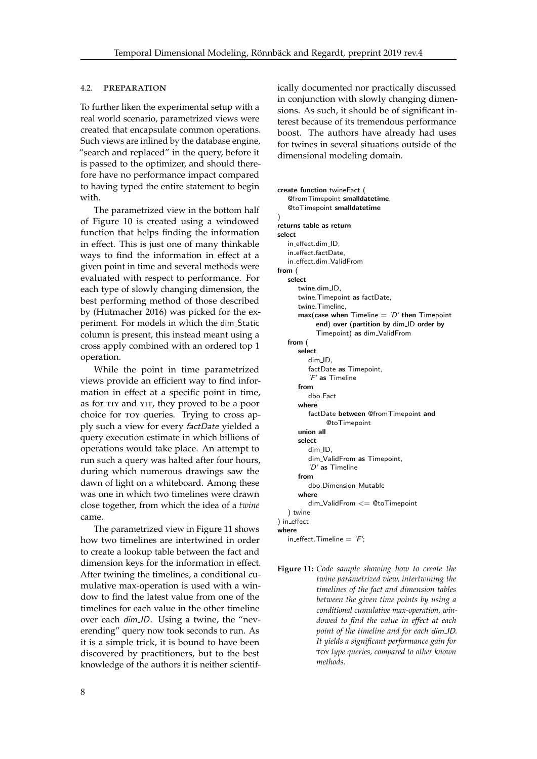### 4.2. Preparation

To further liken the experimental setup with a real world scenario, parametrized views were created that encapsulate common operations. Such views are inlined by the database engine, "search and replaced" in the query, before it is passed to the optimizer, and should therefore have no performance impact compared to having typed the entire statement to begin with.

The parametrized view in the bottom half of Figure 10 is created using a windowed function that helps finding the information in effect. This is just one of many thinkable ways to find the information in effect at a given point in time and several methods were evaluated with respect to performance. For each type of slowly changing dimension, the best performing method of those described by (Hutmacher 2016) was picked for the experiment. For models in which the dim_Static column is present, this instead meant using a cross apply combined with an ordered top 1 operation.

While the point in time parametrized views provide an efficient way to find information in effect at a specific point in time, as for TIY and YIT, they proved to be a poor choice for TOY queries. Trying to cross apply such a view for every *factDate* yielded a query execution estimate in which billions of operations would take place. An attempt to run such a query was halted after four hours, during which numerous drawings saw the dawn of light on a whiteboard. Among these was one in which two timelines were drawn close together, from which the idea of a *twine* came.

The parametrized view in Figure 11 shows how two timelines are intertwined in order to create a lookup table between the fact and dimension keys for the information in effect. After twining the timelines, a conditional cumulative max-operation is used with a window to find the latest value from one of the timelines for each value in the other timeline over each *dim_ID*. Using a twine, the "neverending" query now took seconds to run. As it is a simple trick, it is bound to have been discovered by practitioners, but to the best knowledge of the authors it is neither scientifically documented nor practically discussed in conjunction with slowly changing dimensions. As such, it should be of significant interest because of its tremendous performance boost. The authors have already had uses for twines in several situations outside of the dimensional modeling domain.

```
create function twineFact (
    @fromTimepoint smalldatetime,
    @toTimepoint smalldatetime
)
returns table as return
select
    in_effect.dim_ID,
    in_effect.factDate,
    in_effect.dim_ValidFrom
from (
    select
        twine.dim_ID,
        twine.Timepoint as factDate,
        twine.Timeline,
        max(case when Timeline = 'D' then Timepoint
            end) over (partition by dim_ID order by
            Timepoint) as dim_ValidFrom
    from (
        select
            dim_ID,
            factDate as Timepoint,
            'F' as Timeline
        from
            dbo.Fact
        where
            factDate between @fromTimepoint and
                @toTimepoint
        union all
        select
            dim_ID,
            dim_ValidFrom as Timepoint,
            'D' as Timeline
        from
            dbo.Dimension_Mutable
        where
            dim_ValidFrom <= @toTimepoint
    ) twine
) in_effect
where
    in_effect.Timeline = 'F';
```

**Figure 11:** *Code sample showing how to create the twine parametrized view, intertwining the timelines of the fact and dimension tables between the given time points by using a conditional cumulative max-operation, windowed to find the value in effect at each point of the timeline and for each dim_ID. It yields a significant performance gain for TOY type queries, compared to other known methods.*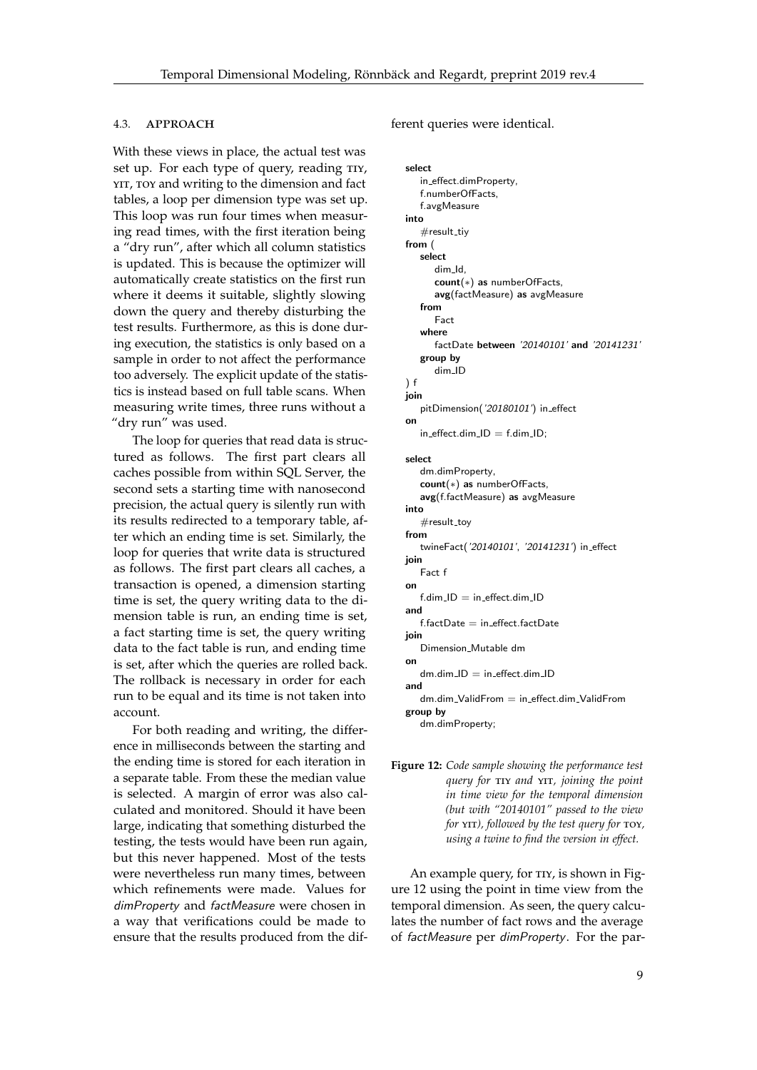### 4.3. Approach

With these views in place, the actual test was set up. For each type of query, reading TIY, YIT, TOY and writing to the dimension and fact tables, a loop per dimension type was set up. This loop was run four times when measuring read times, with the first iteration being a "dry run", after which all column statistics is updated. This is because the optimizer will automatically create statistics on the first run where it deems it suitable, slightly slowing down the query and thereby disturbing the test results. Furthermore, as this is done during execution, the statistics is only based on a sample in order to not affect the performance too adversely. The explicit update of the statistics is instead based on full table scans. When measuring write times, three runs without a "dry run" was used.

The loop for queries that read data is structured as follows. The first part clears all caches possible from within SQL Server, the second sets a starting time with nanosecond precision, the actual query is silently run with its results redirected to a temporary table, after which an ending time is set. Similarly, the loop for queries that write data is structured as follows. The first part clears all caches, a transaction is opened, a dimension starting time is set, the query writing data to the dimension table is run, an ending time is set, a fact starting time is set, the query writing data to the fact table is run, and ending time is set, after which the queries are rolled back. The rollback is necessary in order for each run to be equal and its time is not taken into account.

For both reading and writing, the difference in milliseconds between the starting and the ending time is stored for each iteration in a separate table. From these the median value is selected. A margin of error was also calculated and monitored. Should it have been large, indicating that something disturbed the testing, the tests would have been run again, but this never happened. Most of the tests were nevertheless run many times, between which refinements were made. Values for *dimProperty* and *factMeasure* were chosen in a way that verifications could be made to ensure that the results produced from the different queries were identical.

```
select
    in_effect.dimProperty,
    f.numberOfFacts,
    f.avgMeasure
into
    #result_tiy
from (
    select
        dim_Id,
        count(*) as numberOfFacts,
        avg(factMeasure) as avgMeasure
    from
        Fact
    where
        factDate between '20140101' and '20141231'
    group by
        dim_ID
) f
join
    pitDimension('20180101') in_effect
on
    in_effect.dim_ID = f.dim_ID;

select
    dm.dimProperty,
    count(*) as numberOfFacts,
    avg(f.factMeasure) as avgMeasure
into
    #result_toy
from
    twineFact('20140101', '20141231') in_effect
join
    Fact f
on
    f.dim_ID = in_effect.dim_ID
and
    f.factDate = in_effect.factDate
join
    Dimension_Mutable dm
on
    dm.dim_ID = in_effect.dim_ID
and
    dm.dim_ValidFrom = in_effect.dim_ValidFrom
group by
    dm.dimProperty;
```

**Figure 12:** *Code sample showing the performance test query for TIY and YIT, joining the point in time view for the temporal dimension (but with "20140101" passed to the view for YIT), followed by the test query for TOY, using a twine to find the version in effect.*

An example query, for TIY, is shown in Figure 12 using the point in time view from the temporal dimension. As seen, the query calculates the number of fact rows and the average of *factMeasure* per *dimProperty*. For the par-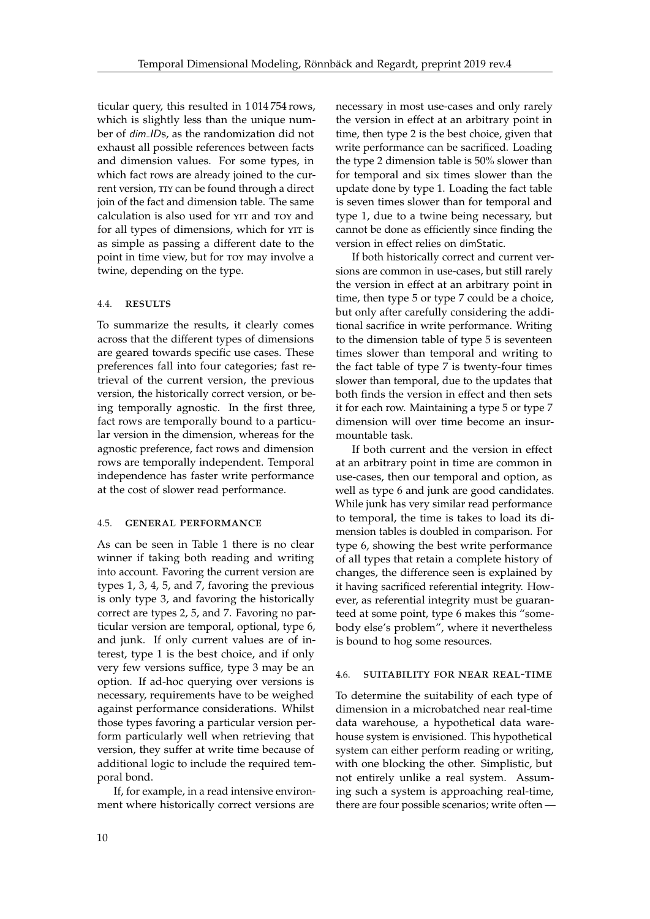ticular query, this resulted in 1 014 754 rows, which is slightly less than the unique number of *dim_ID*s, as the randomization did not exhaust all possible references between facts and dimension values. For some types, in which fact rows are already joined to the current version, TIY can be found through a direct join of the fact and dimension table. The same calculation is also used for YIT and TOY and for all types of dimensions, which for YIT is as simple as passing a different date to the point in time view, but for TOY may involve a twine, depending on the type.

### 4.4. Results

To summarize the results, it clearly comes across that the different types of dimensions are geared towards specific use cases. These preferences fall into four categories; fast retrieval of the current version, the previous version, the historically correct version, or being temporally agnostic. In the first three, fact rows are temporally bound to a particular version in the dimension, whereas for the agnostic preference, fact rows and dimension rows are temporally independent. Temporal independence has faster write performance at the cost of slower read performance.

### 4.5. General Performance

As can be seen in Table 1 there is no clear winner if taking both reading and writing into account. Favoring the current version are types 1, 3, 4, 5, and 7, favoring the previous is only type 3, and favoring the historically correct are types 2, 5, and 7. Favoring no particular version are temporal, optional, type 6, and junk. If only current values are of interest, type 1 is the best choice, and if only very few versions suffice, type 3 may be an option. If ad-hoc querying over versions is necessary, requirements have to be weighed against performance considerations. Whilst those types favoring a particular version perform particularly well when retrieving that version, they suffer at write time because of additional logic to include the required temporal bond.

If, for example, in a read intensive environment where historically correct versions are necessary in most use-cases and only rarely the version in effect at an arbitrary point in time, then type 2 is the best choice, given that write performance can be sacrificed. Loading the type 2 dimension table is 50% slower than for temporal and six times slower than the update done by type 1. Loading the fact table is seven times slower than for temporal and type 1, due to a twine being necessary, but cannot be done as efficiently since finding the version in effect relies on dimStatic.

If both historically correct and current versions are common in use-cases, but still rarely the version in effect at an arbitrary point in time, then type 5 or type 7 could be a choice, but only after carefully considering the additional sacrifice in write performance. Writing to the dimension table of type 5 is seventeen times slower than temporal and writing to the fact table of type 7 is twenty-four times slower than temporal, due to the updates that both finds the version in effect and then sets it for each row. Maintaining a type 5 or type 7 dimension will over time become an insurmountable task.

If both current and the version in effect at an arbitrary point in time are common in use-cases, then our temporal and option, as well as type 6 and junk are good candidates. While junk has very similar read performance to temporal, the time is takes to load its dimension tables is doubled in comparison. For type 6, showing the best write performance of all types that retain a complete history of changes, the difference seen is explained by it having sacrificed referential integrity. However, as referential integrity must be guaranteed at some point, type 6 makes this "somebody else's problem", where it nevertheless is bound to hog some resources.

### 4.6. Suitability for Near Real-Time

To determine the suitability of each type of dimension in a microbatched near real-time data warehouse, a hypothetical data warehouse system is envisioned. This hypothetical system can either perform reading or writing, with one blocking the other. Simplistic, but not entirely unlike a real system. Assuming such a system is approaching real-time, there are four possible scenarios; write often —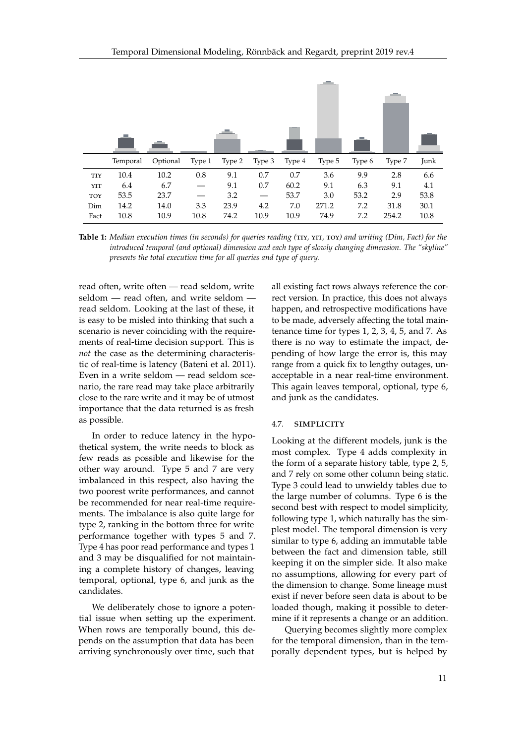|  | Temporal | Optional | Type 1 | Type 2 | Type 3 | Type 4 | Type 5 | Type 6 | Type 7 | Junk |
|---|---|---|---|---|---|---|---|---|---|---|
| TIY | 10.4 | 10.2 | 0.8 | 9.1 | 0.7 | 0.7 | 3.6 | 9.9 | 2.8 | 6.6 |
| YIT | 6.4 | 6.7 | — | 9.1 | 0.7 | 60.2 | 9.1 | 6.3 | 9.1 | 4.1 |
| TOY | 53.5 | 23.7 | — | 3.2 | — | 53.7 | 3.0 | 53.2 | 2.9 | 53.8 |
| Dim | 14.2 | 14.0 | 3.3 | 23.9 | 4.2 | 7.0 | 271.2 | 7.2 | 31.8 | 30.1 |
| Fact | 10.8 | 10.9 | 10.8 | 74.2 | 10.9 | 10.9 | 74.9 | 7.2 | 254.2 | 10.8 |

**Table 1:** *Median execution times (in seconds) for queries reading (TIY, YIT, TOY) and writing (Dim, Fact) for the introduced temporal (and optional) dimension and each type of slowly changing dimension. The "skyline" presents the total execution time for all queries and type of query.*

read often, write often — read seldom, write seldom — read often, and write seldom — read seldom. Looking at the last of these, it is easy to be misled into thinking that such a scenario is never coinciding with the requirements of real-time decision support. This is *not* the case as the determining characteristic of real-time is latency (Bateni et al. 2011). Even in a write seldom — read seldom scenario, the rare read may take place arbitrarily close to the rare write and it may be of utmost importance that the data returned is as fresh as possible.

In order to reduce latency in the hypothetical system, the write needs to block as few reads as possible and likewise for the other way around. Type 5 and 7 are very imbalanced in this respect, also having the two poorest write performances, and cannot be recommended for near real-time requirements. The imbalance is also quite large for type 2, ranking in the bottom three for write performance together with types 5 and 7. Type 4 has poor read performance and types 1 and 3 may be disqualified for not maintaining a complete history of changes, leaving temporal, optional, type 6, and junk as the candidates.

We deliberately chose to ignore a potential issue when setting up the experiment. When rows are temporally bound, this depends on the assumption that data has been arriving synchronously over time, such that all existing fact rows always reference the correct version. In practice, this does not always happen, and retrospective modifications have to be made, adversely affecting the total maintenance time for types 1, 2, 3, 4, 5, and 7. As there is no way to estimate the impact, depending of how large the error is, this may range from a quick fix to lengthy outages, unacceptable in a near real-time environment. This again leaves temporal, optional, type 6, and junk as the candidates.

### 4.7. Simplicity

Looking at the different models, junk is the most complex. Type 4 adds complexity in the form of a separate history table, type 2, 5, and 7 rely on some other column being static. Type 3 could lead to unwieldy tables due to the large number of columns. Type 6 is the second best with respect to model simplicity, following type 1, which naturally has the simplest model. The temporal dimension is very similar to type 6, adding an immutable table between the fact and dimension table, still keeping it on the simpler side. It also make no assumptions, allowing for every part of the dimension to change. Some lineage must exist if never before seen data is about to be loaded though, making it possible to determine if it represents a change or an addition.

Querying becomes slightly more complex for the temporal dimension, than in the temporally dependent types, but is helped by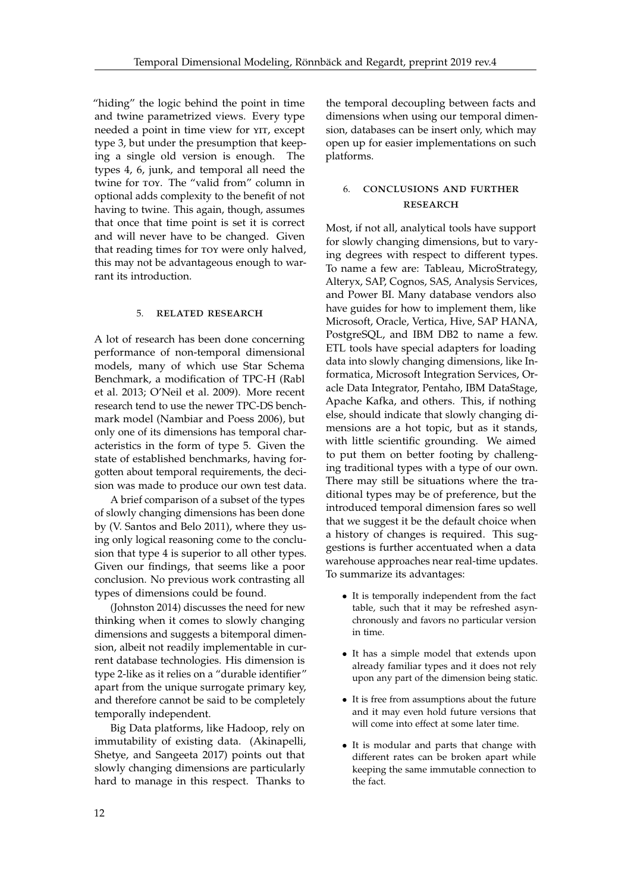"hiding" the logic behind the point in time and twine parametrized views. Every type needed a point in time view for YIT, except type 3, but under the presumption that keeping a single old version is enough. The types 4, 6, junk, and temporal all need the twine for TOY. The "valid from" column in optional adds complexity to the benefit of not having to twine. This again, though, assumes that once that time point is set it is correct and will never have to be changed. Given that reading times for TOY were only halved, this may not be advantageous enough to warrant its introduction.

## 5. Related Research

A lot of research has been done concerning performance of non-temporal dimensional models, many of which use Star Schema Benchmark, a modification of TPC-H (Rabl et al. 2013; O'Neil et al. 2009). More recent research tend to use the newer TPC-DS benchmark model (Nambiar and Poess 2006), but only one of its dimensions has temporal characteristics in the form of type 5. Given the state of established benchmarks, having forgotten about temporal requirements, the decision was made to produce our own test data.

A brief comparison of a subset of the types of slowly changing dimensions has been done by (V. Santos and Belo 2011), where they using only logical reasoning come to the conclusion that type 4 is superior to all other types. Given our findings, that seems like a poor conclusion. No previous work contrasting all types of dimensions could be found.

(Johnston 2014) discusses the need for new thinking when it comes to slowly changing dimensions and suggests a bitemporal dimension, albeit not readily implementable in current database technologies. His dimension is type 2-like as it relies on a "durable identifier" apart from the unique surrogate primary key, and therefore cannot be said to be completely temporally independent.

Big Data platforms, like Hadoop, rely on immutability of existing data. (Akinapelli, Shetye, and Sangeeta 2017) points out that slowly changing dimensions are particularly hard to manage in this respect. Thanks to the temporal decoupling between facts and dimensions when using our temporal dimension, databases can be insert only, which may open up for easier implementations on such platforms.

## 6. Conclusions and Further Research

Most, if not all, analytical tools have support for slowly changing dimensions, but to varying degrees with respect to different types. To name a few are: Tableau, MicroStrategy, Alteryx, SAP, Cognos, SAS, Analysis Services, and Power BI. Many database vendors also have guides for how to implement them, like Microsoft, Oracle, Vertica, Hive, SAP HANA, PostgreSQL, and IBM DB2 to name a few. ETL tools have special adapters for loading data into slowly changing dimensions, like Informatica, Microsoft Integration Services, Oracle Data Integrator, Pentaho, IBM DataStage, Apache Kafka, and others. This, if nothing else, should indicate that slowly changing dimensions are a hot topic, but as it stands, with little scientific grounding. We aimed to put them on better footing by challenging traditional types with a type of our own. There may still be situations where the traditional types may be of preference, but the introduced temporal dimension fares so well that we suggest it be the default choice when a history of changes is required. This suggestions is further accentuated when a data warehouse approaches near real-time updates. To summarize its advantages:

- It is temporally independent from the fact table, such that it may be refreshed asynchronously and favors no particular version in time.
- It has a simple model that extends upon already familiar types and it does not rely upon any part of the dimension being static.
- It is free from assumptions about the future and it may even hold future versions that will come into effect at some later time.
- It is modular and parts that change with different rates can be broken apart while keeping the same immutable connection to the fact.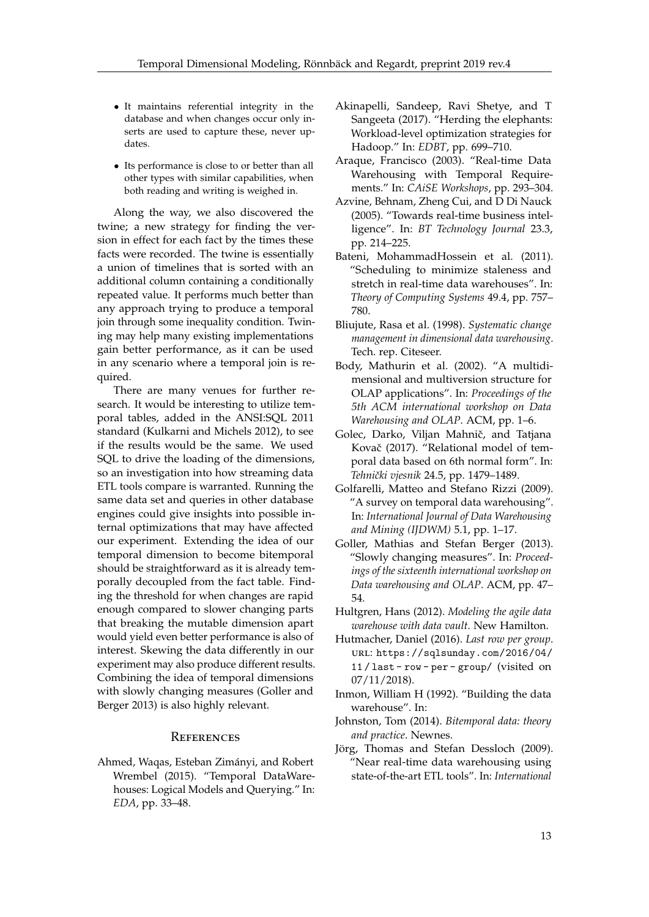- It maintains referential integrity in the database and when changes occur only inserts are used to capture these, never updates.
- Its performance is close to or better than all other types with similar capabilities, when both reading and writing is weighed in.

Along the way, we also discovered the twine; a new strategy for finding the version in effect for each fact by the times these facts were recorded. The twine is essentially a union of timelines that is sorted with an additional column containing a conditionally repeated value. It performs much better than any approach trying to produce a temporal join through some inequality condition. Twining may help many existing implementations gain better performance, as it can be used in any scenario where a temporal join is required.

There are many venues for further research. It would be interesting to utilize temporal tables, added in the ANSI:SQL 2011 standard (Kulkarni and Michels 2012), to see if the results would be the same. We used SQL to drive the loading of the dimensions, so an investigation into how streaming data ETL tools compare is warranted. Running the same data set and queries in other database engines could give insights into possible internal optimizations that may have affected our experiment. Extending the idea of our temporal dimension to become bitemporal should be straightforward as it is already temporally decoupled from the fact table. Finding the threshold for when changes are rapid enough compared to slower changing parts that breaking the mutable dimension apart would yield even better performance is also of interest. Skewing the data differently in our experiment may also produce different results. Combining the idea of temporal dimensions with slowly changing measures (Goller and Berger 2013) is also highly relevant.

## References

Ahmed, Waqas, Esteban Zimányi, and Robert Wrembel (2015). "Temporal DataWarehouses: Logical Models and Querying." In: *EDA*, pp. 33–48.

Akinapelli, Sandeep, Ravi Shetye, and T Sangeeta (2017). "Herding the elephants: Workload-level optimization strategies for Hadoop." In: *EDBT*, pp. 699–710.

Araque, Francisco (2003). "Real-time Data Warehousing with Temporal Requirements." In: *CAiSE Workshops*, pp. 293–304.

Azvine, Behnam, Zheng Cui, and D Di Nauck (2005). "Towards real-time business intelligence". In: *BT Technology Journal* 23.3, pp. 214–225.

Bateni, MohammadHossein et al. (2011). "Scheduling to minimize staleness and stretch in real-time data warehouses". In: *Theory of Computing Systems* 49.4, pp. 757–780.

Bliujute, Rasa et al. (1998). *Systematic change management in dimensional data warehousing*. Tech. rep. Citeseer.

Body, Mathurin et al. (2002). "A multidimensional and multiversion structure for OLAP applications". In: *Proceedings of the 5th ACM international workshop on Data Warehousing and OLAP*. ACM, pp. 1–6.

Golec, Darko, Viljan Mahnič, and Tatjana Kovač (2017). "Relational model of temporal data based on 6th normal form". In: *Tehnički vjesnik* 24.5, pp. 1479–1489.

Golfarelli, Matteo and Stefano Rizzi (2009). "A survey on temporal data warehousing". In: *International Journal of Data Warehousing and Mining (IJDWM)* 5.1, pp. 1–17.

Goller, Mathias and Stefan Berger (2013). "Slowly changing measures". In: *Proceedings of the sixteenth international workshop on Data warehousing and OLAP*. ACM, pp. 47–54.

Hultgren, Hans (2012). *Modeling the agile data warehouse with data vault*. New Hamilton.

Hutmacher, Daniel (2016). *Last row per group*. URL: https://sqlsunday.com/2016/04/11/last-row-per-group/ (visited on 07/11/2018).

Inmon, William H (1992). "Building the data warehouse". In:

Johnston, Tom (2014). *Bitemporal data: theory and practice*. Newnes.

Jörg, Thomas and Stefan Dessloch (2009). "Near real-time data warehousing using state-of-the-art ETL tools". In: *International*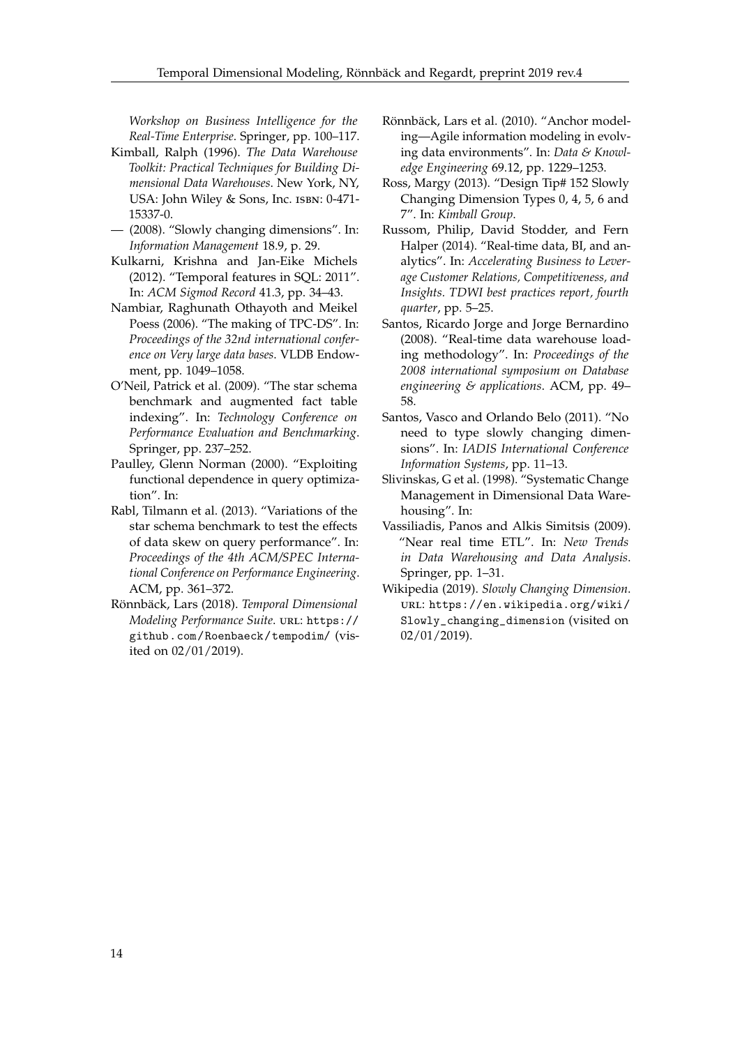*Workshop on Business Intelligence for the Real-Time Enterprise*. Springer, pp. 100–117.

Kimball, Ralph (1996). *The Data Warehouse Toolkit: Practical Techniques for Building Dimensional Data Warehouses*. New York, NY, USA: John Wiley & Sons, Inc. ISBN: 0-471-15337-0.

— (2008). "Slowly changing dimensions". In: *Information Management* 18.9, p. 29.

Kulkarni, Krishna and Jan-Eike Michels (2012). "Temporal features in SQL: 2011". In: *ACM Sigmod Record* 41.3, pp. 34–43.

Nambiar, Raghunath Othayoth and Meikel Poess (2006). "The making of TPC-DS". In: *Proceedings of the 32nd international conference on Very large data bases*. VLDB Endowment, pp. 1049–1058.

O'Neil, Patrick et al. (2009). "The star schema benchmark and augmented fact table indexing". In: *Technology Conference on Performance Evaluation and Benchmarking*. Springer, pp. 237–252.

Paulley, Glenn Norman (2000). "Exploiting functional dependence in query optimization". In:

Rabl, Tilmann et al. (2013). "Variations of the star schema benchmark to test the effects of data skew on query performance". In: *Proceedings of the 4th ACM/SPEC International Conference on Performance Engineering*. ACM, pp. 361–372.

Rönnbäck, Lars (2018). *Temporal Dimensional Modeling Performance Suite*. URL: https://github.com/Roenbaeck/tempodim/ (visited on 02/01/2019).

Rönnbäck, Lars et al. (2010). "Anchor modeling—Agile information modeling in evolving data environments". In: *Data & Knowledge Engineering* 69.12, pp. 1229–1253.

Ross, Margy (2013). "Design Tip# 152 Slowly Changing Dimension Types 0, 4, 5, 6 and 7". In: *Kimball Group*.

Russom, Philip, David Stodder, and Fern Halper (2014). "Real-time data, BI, and analytics". In: *Accelerating Business to Leverage Customer Relations, Competitiveness, and Insights. TDWI best practices report, fourth quarter*, pp. 5–25.

Santos, Ricardo Jorge and Jorge Bernardino (2008). "Real-time data warehouse loading methodology". In: *Proceedings of the 2008 international symposium on Database engineering & applications*. ACM, pp. 49–58.

Santos, Vasco and Orlando Belo (2011). "No need to type slowly changing dimensions". In: *IADIS International Conference Information Systems*, pp. 11–13.

Slivinskas, G et al. (1998). "Systematic Change Management in Dimensional Data Warehousing". In:

Vassiliadis, Panos and Alkis Simitsis (2009). "Near real time ETL". In: *New Trends in Data Warehousing and Data Analysis*. Springer, pp. 1–31.

Wikipedia (2019). *Slowly Changing Dimension*. URL: https://en.wikipedia.org/wiki/Slowly_changing_dimension (visited on 02/01/2019).